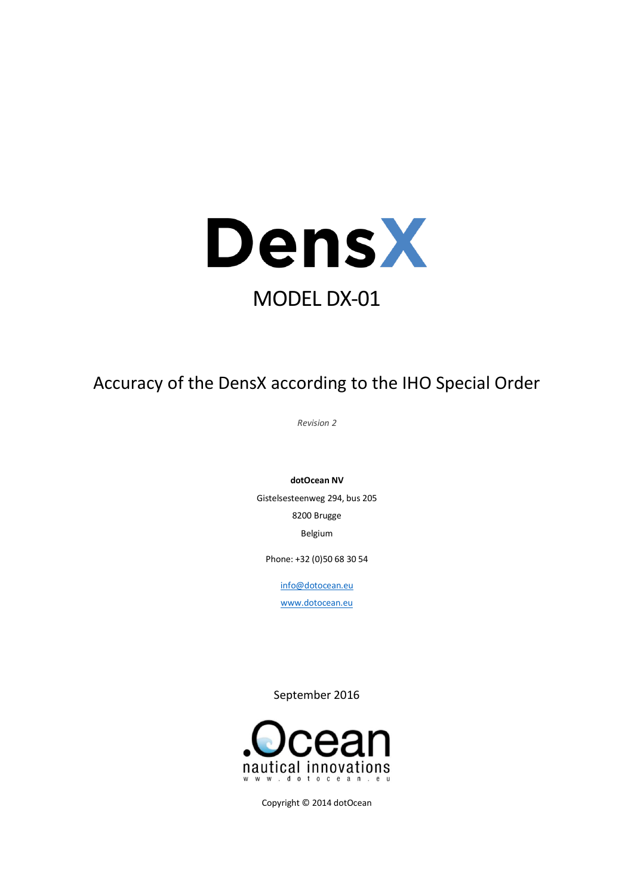# DensX

## MODEL DX-01

## Accuracy of the DensX according to the IHO Special Order

*Revision 2*

**dotOcean NV**

Gistelsesteenweg 294, bus 205

8200 Brugge

Belgium

Phone: +32 (0)50 68 30 54

info@dotocean.eu

www.dotocean.eu

September 2016

.Ocean
nautical innovations
www.dotocean.eu

Copyright © 2014 dotOcean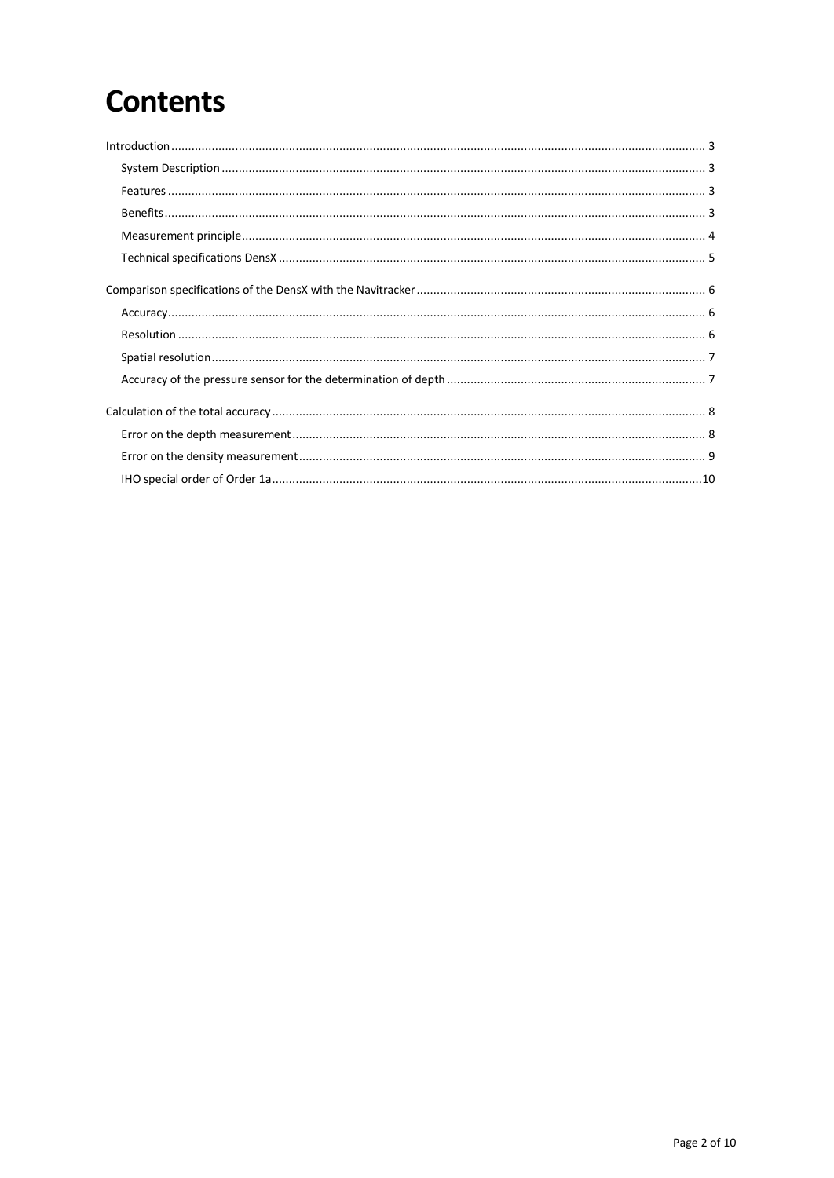# Contents

Introduction ........................................................ 3
- System Description ........................................................ 3
- Features ........................................................ 3
- Benefits ........................................................ 3
- Measurement principle ........................................................ 4
- Technical specifications DensX ........................................................ 5

Comparison specifications of the DensX with the Navitracker ........................................................ 6
- Accuracy ........................................................ 6
- Resolution ........................................................ 6
- Spatial resolution ........................................................ 7
- Accuracy of the pressure sensor for the determination of depth ........................................................ 7

Calculation of the total accuracy ........................................................ 8
- Error on the depth measurement ........................................................ 8
- Error on the density measurement ........................................................ 9
- IHO special order of Order 1a ........................................................ 10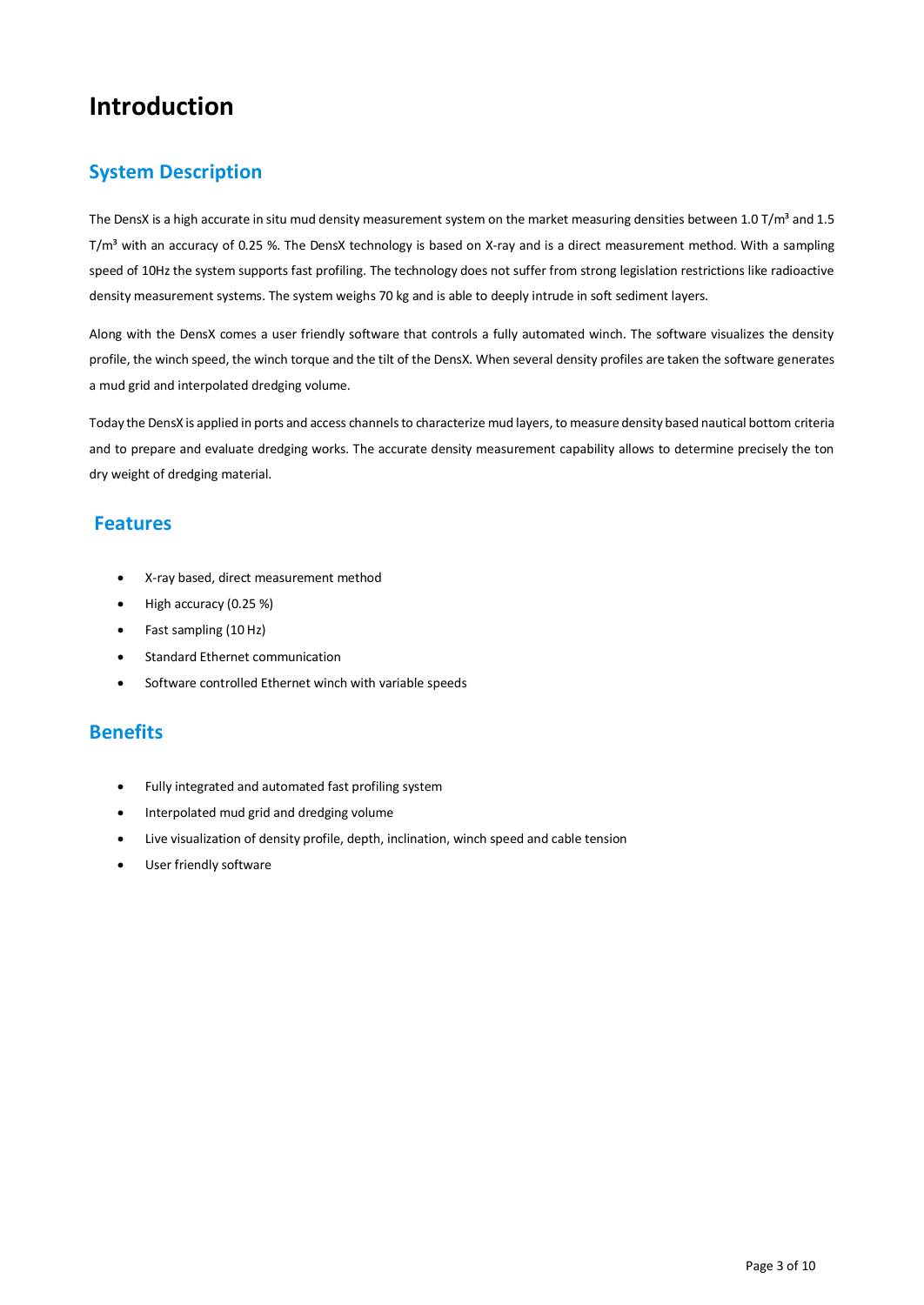# Introduction

## System Description

The DensX is a high accurate in situ mud density measurement system on the market measuring densities between 1.0 T/m³ and 1.5 T/m³ with an accuracy of 0.25 %. The DensX technology is based on X-ray and is a direct measurement method. With a sampling speed of 10Hz the system supports fast profiling. The technology does not suffer from strong legislation restrictions like radioactive density measurement systems. The system weighs 70 kg and is able to deeply intrude in soft sediment layers.

Along with the DensX comes a user friendly software that controls a fully automated winch. The software visualizes the density profile, the winch speed, the winch torque and the tilt of the DensX. When several density profiles are taken the software generates a mud grid and interpolated dredging volume.

Today the DensX is applied in ports and access channels to characterize mud layers, to measure density based nautical bottom criteria and to prepare and evaluate dredging works. The accurate density measurement capability allows to determine precisely the ton dry weight of dredging material.

## Features

- X-ray based, direct measurement method
- High accuracy (0.25 %)
- Fast sampling (10 Hz)
- Standard Ethernet communication
- Software controlled Ethernet winch with variable speeds

## Benefits

- Fully integrated and automated fast profiling system
- Interpolated mud grid and dredging volume
- Live visualization of density profile, depth, inclination, winch speed and cable tension
- User friendly software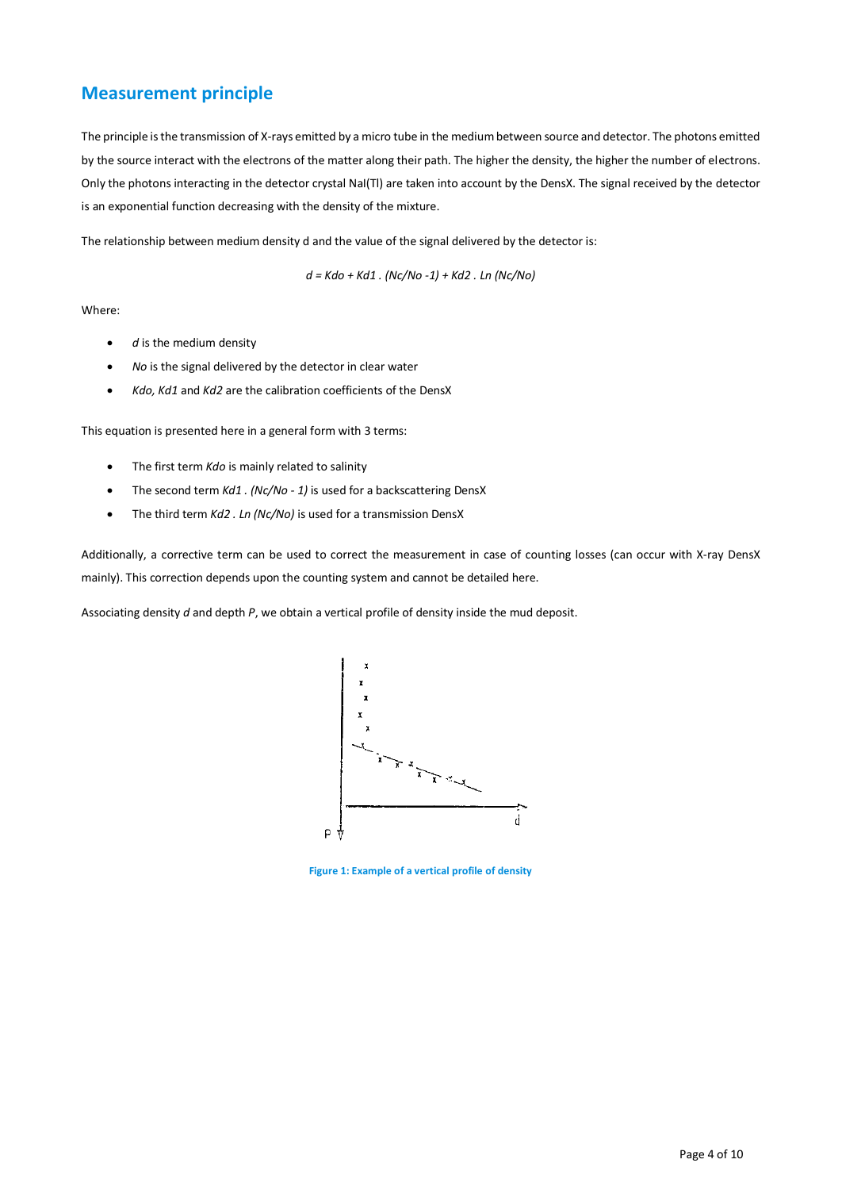## Measurement principle

The principle is the transmission of X-rays emitted by a micro tube in the medium between source and detector. The photons emitted by the source interact with the electrons of the matter along their path. The higher the density, the higher the number of electrons. Only the photons interacting in the detector crystal NaI(Tl) are taken into account by the DensX. The signal received by the detector is an exponential function decreasing with the density of the mixture.

The relationship between medium density d and the value of the signal delivered by the detector is:

$$d = Kdo + Kd1 \cdot (Nc/No - 1) + Kd2 \cdot Ln\,(Nc/No)$$

Where:

- *d* is the medium density
- *No* is the signal delivered by the detector in clear water
- *Kdo, Kd1* and *Kd2* are the calibration coefficients of the DensX

This equation is presented here in a general form with 3 terms:

- The first term *Kdo* is mainly related to salinity
- The second term *Kd1 . (Nc/No - 1)* is used for a backscattering DensX
- The third term *Kd2 . Ln (Nc/No)* is used for a transmission DensX

Additionally, a corrective term can be used to correct the measurement in case of counting losses (can occur with X-ray DensX mainly). This correction depends upon the counting system and cannot be detailed here.

Associating density *d* and depth *P*, we obtain a vertical profile of density inside the mud deposit.

**Figure 1: Example of a vertical profile of density**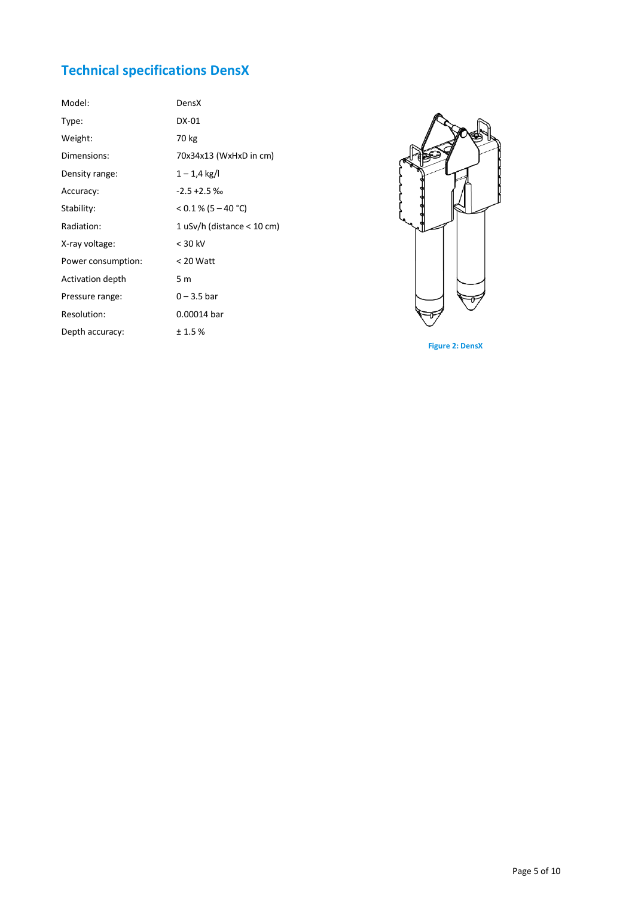## Technical specifications DensX

| | |
|---|---|
| Model: | DensX |
| Type: | DX-01 |
| Weight: | 70 kg |
| Dimensions: | 70x34x13 (WxHxD in cm) |
| Density range: | 1 – 1,4 kg/l |
| Accuracy: | -2.5 +2.5 ‰ |
| Stability: | < 0.1 % (5 – 40 °C) |
| Radiation: | 1 uSv/h (distance < 10 cm) |
| X-ray voltage: | < 30 kV |
| Power consumption: | < 20 Watt |
| Activation depth | 5 m |
| Pressure range: | 0 – 3.5 bar |
| Resolution: | 0.00014 bar |
| Depth accuracy: | ± 1.5 % |

Figure 2: DensX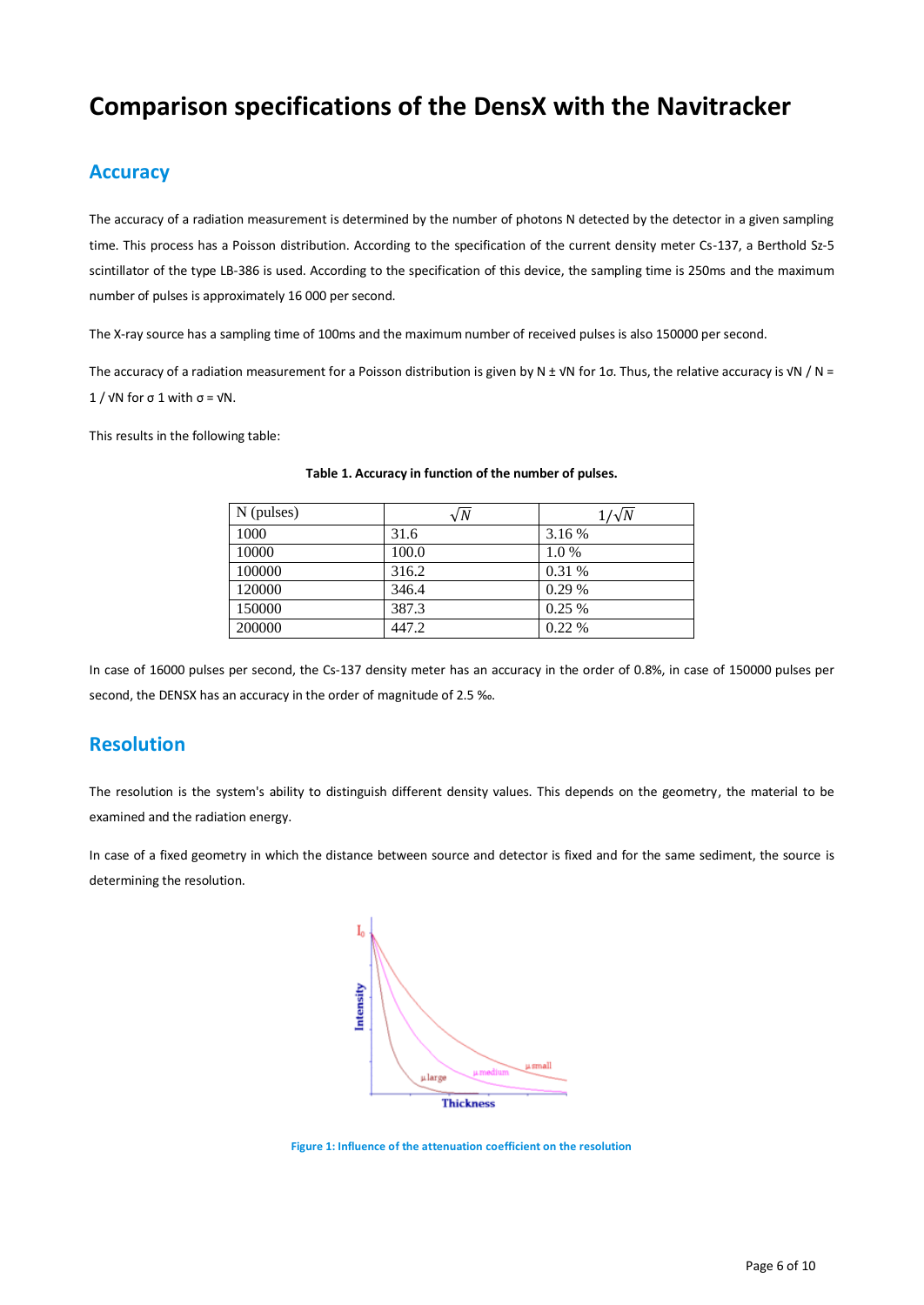# Comparison specifications of the DensX with the Navitracker

## Accuracy

The accuracy of a radiation measurement is determined by the number of photons N detected by the detector in a given sampling time. This process has a Poisson distribution. According to the specification of the current density meter Cs-137, a Berthold Sz-5 scintillator of the type LB-386 is used. According to the specification of this device, the sampling time is 250ms and the maximum number of pulses is approximately 16 000 per second.

The X-ray source has a sampling time of 100ms and the maximum number of received pulses is also 150000 per second.

The accuracy of a radiation measurement for a Poisson distribution is given by $N \pm \sqrt{N}$ for $1\sigma$. Thus, the relative accuracy is $\sqrt{N} / N = 1 / \sqrt{N}$ for $\sigma$ 1 with $\sigma = \sqrt{N}$.

This results in the following table:

**Table 1. Accuracy in function of the number of pulses.**

| N (pulses) | $\sqrt{N}$ | $1/\sqrt{N}$ |
|---|---|---|
| 1000 | 31.6 | 3.16 % |
| 10000 | 100.0 | 1.0 % |
| 100000 | 316.2 | 0.31 % |
| 120000 | 346.4 | 0.29 % |
| 150000 | 387.3 | 0.25 % |
| 200000 | 447.2 | 0.22 % |

In case of 16000 pulses per second, the Cs-137 density meter has an accuracy in the order of 0.8%, in case of 150000 pulses per second, the DENSX has an accuracy in the order of magnitude of 2.5 ‰.

## Resolution

The resolution is the system's ability to distinguish different density values. This depends on the geometry, the material to be examined and the radiation energy.

In case of a fixed geometry in which the distance between source and detector is fixed and for the same sediment, the source is determining the resolution.

Figure 1: Influence of the attenuation coefficient on the resolution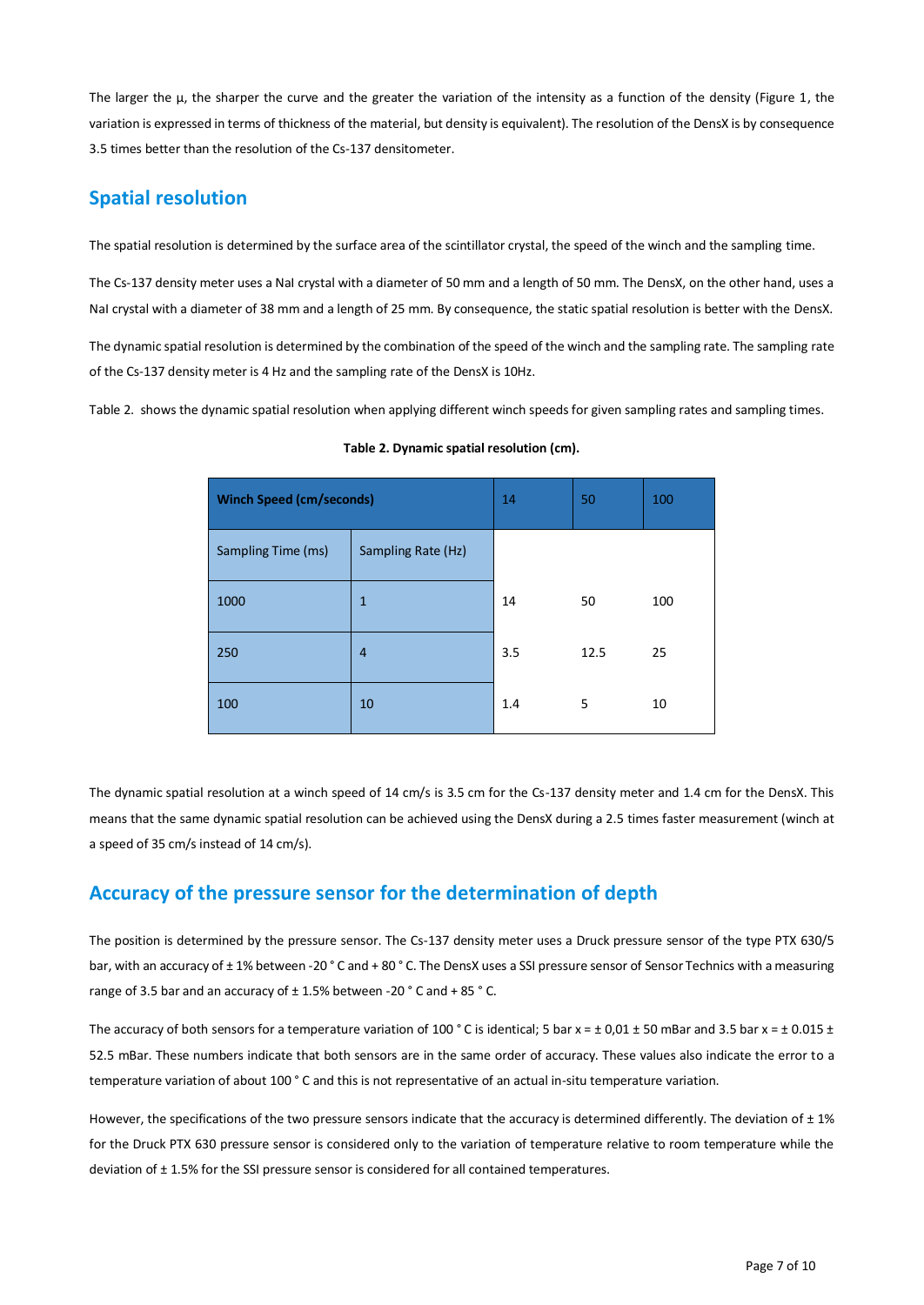The larger the μ, the sharper the curve and the greater the variation of the intensity as a function of the density (Figure 1, the variation is expressed in terms of thickness of the material, but density is equivalent). The resolution of the DensX is by consequence 3.5 times better than the resolution of the Cs-137 densitometer.

## Spatial resolution

The spatial resolution is determined by the surface area of the scintillator crystal, the speed of the winch and the sampling time.

The Cs-137 density meter uses a NaI crystal with a diameter of 50 mm and a length of 50 mm. The DensX, on the other hand, uses a NaI crystal with a diameter of 38 mm and a length of 25 mm. By consequence, the static spatial resolution is better with the DensX.

The dynamic spatial resolution is determined by the combination of the speed of the winch and the sampling rate. The sampling rate of the Cs-137 density meter is 4 Hz and the sampling rate of the DensX is 10Hz.

Table 2. shows the dynamic spatial resolution when applying different winch speeds for given sampling rates and sampling times.

**Table 2. Dynamic spatial resolution (cm).**

| **Winch Speed (cm/seconds)** | | 14 | 50 | 100 |
|---|---|---|---|---|
| Sampling Time (ms) | Sampling Rate (Hz) | | | |
| 1000 | 1 | 14 | 50 | 100 |
| 250 | 4 | 3.5 | 12.5 | 25 |
| 100 | 10 | 1.4 | 5 | 10 |

The dynamic spatial resolution at a winch speed of 14 cm/s is 3.5 cm for the Cs-137 density meter and 1.4 cm for the DensX. This means that the same dynamic spatial resolution can be achieved using the DensX during a 2.5 times faster measurement (winch at a speed of 35 cm/s instead of 14 cm/s).

## Accuracy of the pressure sensor for the determination of depth

The position is determined by the pressure sensor. The Cs-137 density meter uses a Druck pressure sensor of the type PTX 630/5 bar, with an accuracy of ± 1% between -20 ° C and + 80 ° C. The DensX uses a SSI pressure sensor of Sensor Technics with a measuring range of 3.5 bar and an accuracy of ± 1.5% between -20 ° C and + 85 ° C.

The accuracy of both sensors for a temperature variation of 100 ° C is identical; 5 bar x = ± 0,01 ± 50 mBar and 3.5 bar x = ± 0.015 ± 52.5 mBar. These numbers indicate that both sensors are in the same order of accuracy. These values also indicate the error to a temperature variation of about 100 ° C and this is not representative of an actual in-situ temperature variation.

However, the specifications of the two pressure sensors indicate that the accuracy is determined differently. The deviation of ± 1% for the Druck PTX 630 pressure sensor is considered only to the variation of temperature relative to room temperature while the deviation of ± 1.5% for the SSI pressure sensor is considered for all contained temperatures.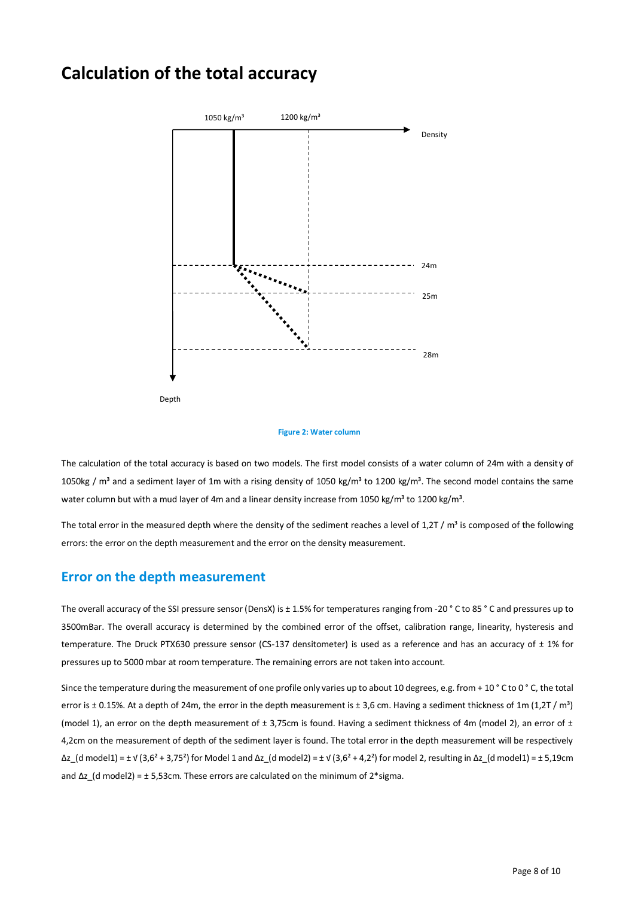# Calculation of the total accuracy

Figure 2: Water column

The calculation of the total accuracy is based on two models. The first model consists of a water column of 24m with a density of 1050kg / m³ and a sediment layer of 1m with a rising density of 1050 kg/m³ to 1200 kg/m³. The second model contains the same water column but with a mud layer of 4m and a linear density increase from 1050 kg/m³ to 1200 kg/m³.

The total error in the measured depth where the density of the sediment reaches a level of 1,2T / m³ is composed of the following errors: the error on the depth measurement and the error on the density measurement.

## Error on the depth measurement

The overall accuracy of the SSI pressure sensor (DensX) is ± 1.5% for temperatures ranging from -20 ° C to 85 ° C and pressures up to 3500mBar. The overall accuracy is determined by the combined error of the offset, calibration range, linearity, hysteresis and temperature. The Druck PTX630 pressure sensor (CS-137 densitometer) is used as a reference and has an accuracy of ± 1% for pressures up to 5000 mbar at room temperature. The remaining errors are not taken into account.

Since the temperature during the measurement of one profile only varies up to about 10 degrees, e.g. from + 10 ° C to 0 ° C, the total error is ± 0.15%. At a depth of 24m, the error in the depth measurement is ± 3,6 cm. Having a sediment thickness of 1m (1,2T / m³) (model 1), an error on the depth measurement of ± 3,75cm is found. Having a sediment thickness of 4m (model 2), an error of ± 4,2cm on the measurement of depth of the sediment layer is found. The total error in the depth measurement will be respectively $\Delta z_{(d\ model1)} = \pm \sqrt{(3{,}6^2 + 3{,}75^2)}$ for Model 1 and $\Delta z_{(d\ model2)} = \pm \sqrt{(3{,}6^2 + 4{,}2^2)}$ for model 2, resulting in $\Delta z_{(d\ model1)} = \pm 5{,}19$cm and $\Delta z_{(d\ model2)} = \pm 5{,}53$cm. These errors are calculated on the minimum of 2*sigma.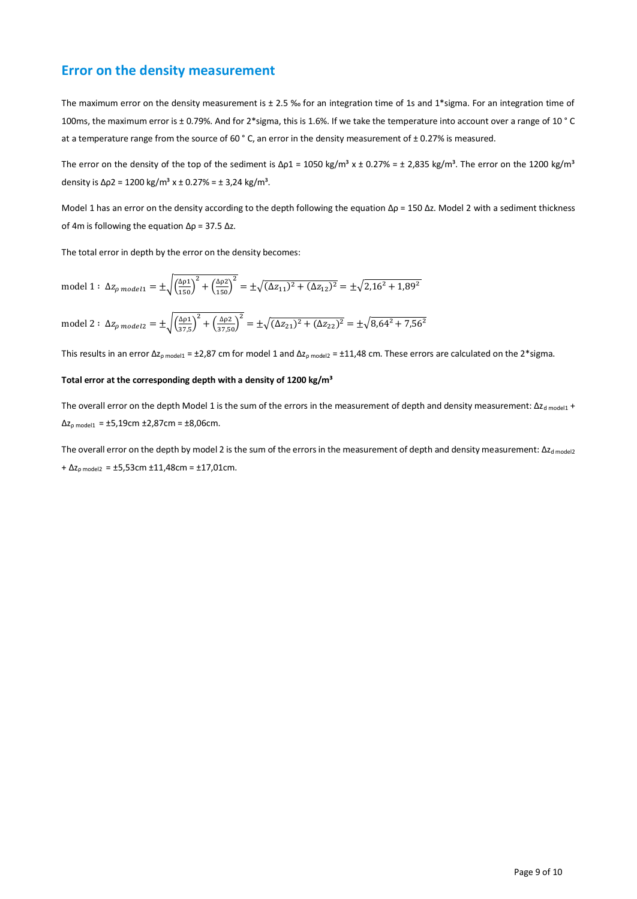## Error on the density measurement

The maximum error on the density measurement is ± 2.5 ‰ for an integration time of 1s and 1*sigma. For an integration time of 100ms, the maximum error is ± 0.79%. And for 2*sigma, this is 1.6%. If we take the temperature into account over a range of 10 ° C at a temperature range from the source of 60 ° C, an error in the density measurement of ± 0.27% is measured.

The error on the density of the top of the sediment is $\Delta\rho1$ = 1050 kg/m³ x ± 0.27% = ± 2,835 kg/m³. The error on the 1200 kg/m³ density is $\Delta\rho2$ = 1200 kg/m³ x ± 0.27% = ± 3,24 kg/m³.

Model 1 has an error on the density according to the depth following the equation $\Delta\rho = 150\ \Delta z$. Model 2 with a sediment thickness of 4m is following the equation $\Delta\rho = 37.5\ \Delta z$.

The total error in depth by the error on the density becomes:

$$\text{model 1}: \ \Delta z_{\rho\ model1} = \pm\sqrt{\left(\frac{\Delta\rho 1}{150}\right)^2 + \left(\frac{\Delta\rho 2}{150}\right)^2} = \pm\sqrt{(\Delta z_{11})^2 + (\Delta z_{12})^2} = \pm\sqrt{2{,}16^2 + 1{,}89^2}$$

$$\text{model 2}: \ \Delta z_{\rho\ model2} = \pm\sqrt{\left(\frac{\Delta\rho 1}{37{,}5}\right)^2 + \left(\frac{\Delta\rho 2}{37{,}50}\right)^2} = \pm\sqrt{(\Delta z_{21})^2 + (\Delta z_{22})^2} = \pm\sqrt{8{,}64^2 + 7{,}56^2}$$

This results in an error $\Delta z_{\rho\ model1}$ = ±2,87 cm for model 1 and $\Delta z_{\rho\ model2}$ = ±11,48 cm. These errors are calculated on the 2*sigma.

**Total error at the corresponding depth with a density of 1200 kg/m³**

The overall error on the depth Model 1 is the sum of the errors in the measurement of depth and density measurement: $\Delta z_{d\ model1} + \Delta z_{\rho\ model1}$ = ±5,19cm ±2,87cm = ±8,06cm.

The overall error on the depth by model 2 is the sum of the errors in the measurement of depth and density measurement: $\Delta z_{d\ model2} + \Delta z_{\rho\ model2}$ = ±5,53cm ±11,48cm = ±17,01cm.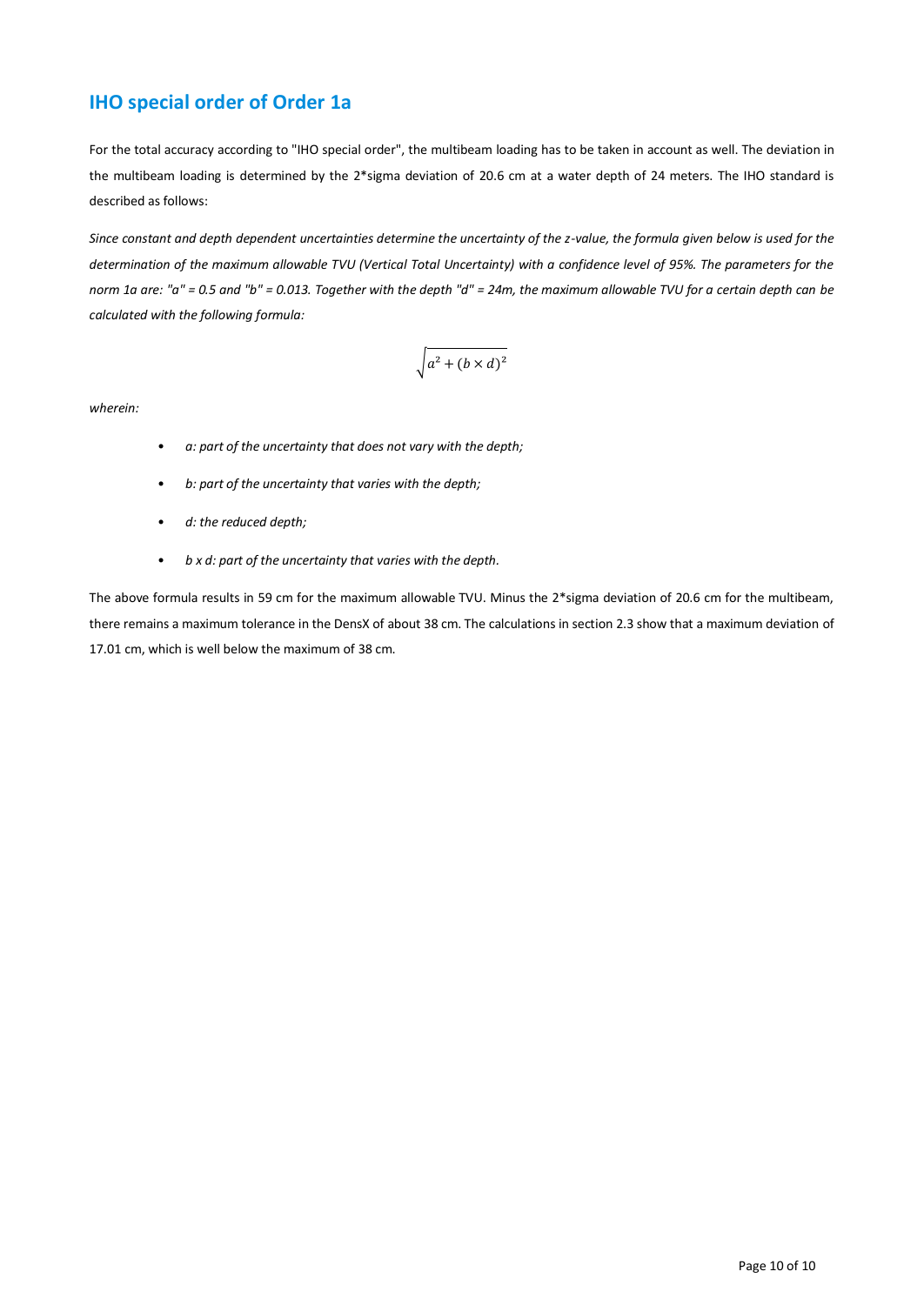## IHO special order of Order 1a

For the total accuracy according to "IHO special order", the multibeam loading has to be taken in account as well. The deviation in the multibeam loading is determined by the 2*sigma deviation of 20.6 cm at a water depth of 24 meters. The IHO standard is described as follows:

*Since constant and depth dependent uncertainties determine the uncertainty of the z-value, the formula given below is used for the determination of the maximum allowable TVU (Vertical Total Uncertainty) with a confidence level of 95%. The parameters for the norm 1a are: "a" = 0.5 and "b" = 0.013. Together with the depth "d" = 24m, the maximum allowable TVU for a certain depth can be calculated with the following formula:*

$$\sqrt{a^2 + (b \times d)^2}$$

*wherein:*

- *a: part of the uncertainty that does not vary with the depth;*
- *b: part of the uncertainty that varies with the depth;*
- *d: the reduced depth;*
- *b x d: part of the uncertainty that varies with the depth.*

The above formula results in 59 cm for the maximum allowable TVU. Minus the 2*sigma deviation of 20.6 cm for the multibeam, there remains a maximum tolerance in the DensX of about 38 cm. The calculations in section 2.3 show that a maximum deviation of 17.01 cm, which is well below the maximum of 38 cm.